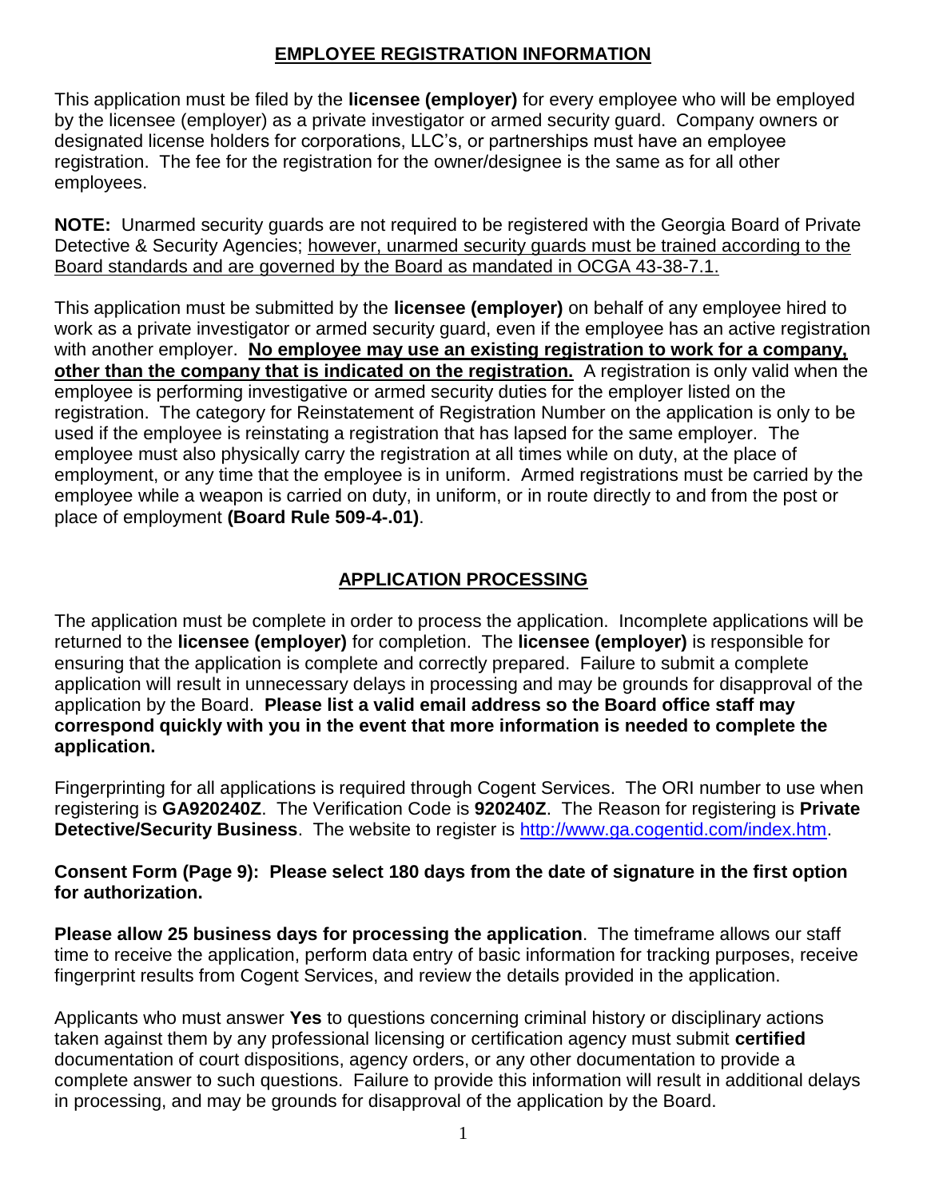## EMPLOYEE REGISTRATION INFORMATION

This application must be filed by the **licensee (employer)** for every employee who will be employed by the licensee (employer) as a private investigator or armed security guard. Company owners or designated license holders for corporations, LLC's, or partnerships must have an employee registration. The fee for the registration for the owner/designee is the same as for all other employees.

**NOTE:** Unarmed security guards are not required to be registered with the Georgia Board of Private Detective & Security Agencies; <u>however, unarmed security guards must be trained according to the Board standards and are governed by the Board as mandated in OCGA 43-38-7.1.</u>

This application must be submitted by the **licensee (employer)** on behalf of any employee hired to work as a private investigator or armed security guard, even if the employee has an active registration with another employer. <u>**No employee may use an existing registration to work for a company, other than the company that is indicated on the registration.**</u> A registration is only valid when the employee is performing investigative or armed security duties for the employer listed on the registration. The category for Reinstatement of Registration Number on the application is only to be used if the employee is reinstating a registration that has lapsed for the same employer. The employee must also physically carry the registration at all times while on duty, at the place of employment, or any time that the employee is in uniform. Armed registrations must be carried by the employee while a weapon is carried on duty, in uniform, or in route directly to and from the post or place of employment **(Board Rule 509-4-.01)**.

## APPLICATION PROCESSING

The application must be complete in order to process the application. Incomplete applications will be returned to the **licensee (employer)** for completion. The **licensee (employer)** is responsible for ensuring that the application is complete and correctly prepared. Failure to submit a complete application will result in unnecessary delays in processing and may be grounds for disapproval of the application by the Board. **Please list a valid email address so the Board office staff may correspond quickly with you in the event that more information is needed to complete the application.**

Fingerprinting for all applications is required through Cogent Services. The ORI number to use when registering is **GA920240Z**. The Verification Code is **920240Z**. The Reason for registering is **Private Detective/Security Business**. The website to register is http://www.ga.cogentid.com/index.htm.

**Consent Form (Page 9): Please select 180 days from the date of signature in the first option for authorization.**

**Please allow 25 business days for processing the application**. The timeframe allows our staff time to receive the application, perform data entry of basic information for tracking purposes, receive fingerprint results from Cogent Services, and review the details provided in the application.

Applicants who must answer **Yes** to questions concerning criminal history or disciplinary actions taken against them by any professional licensing or certification agency must submit **certified** documentation of court dispositions, agency orders, or any other documentation to provide a complete answer to such questions. Failure to provide this information will result in additional delays in processing, and may be grounds for disapproval of the application by the Board.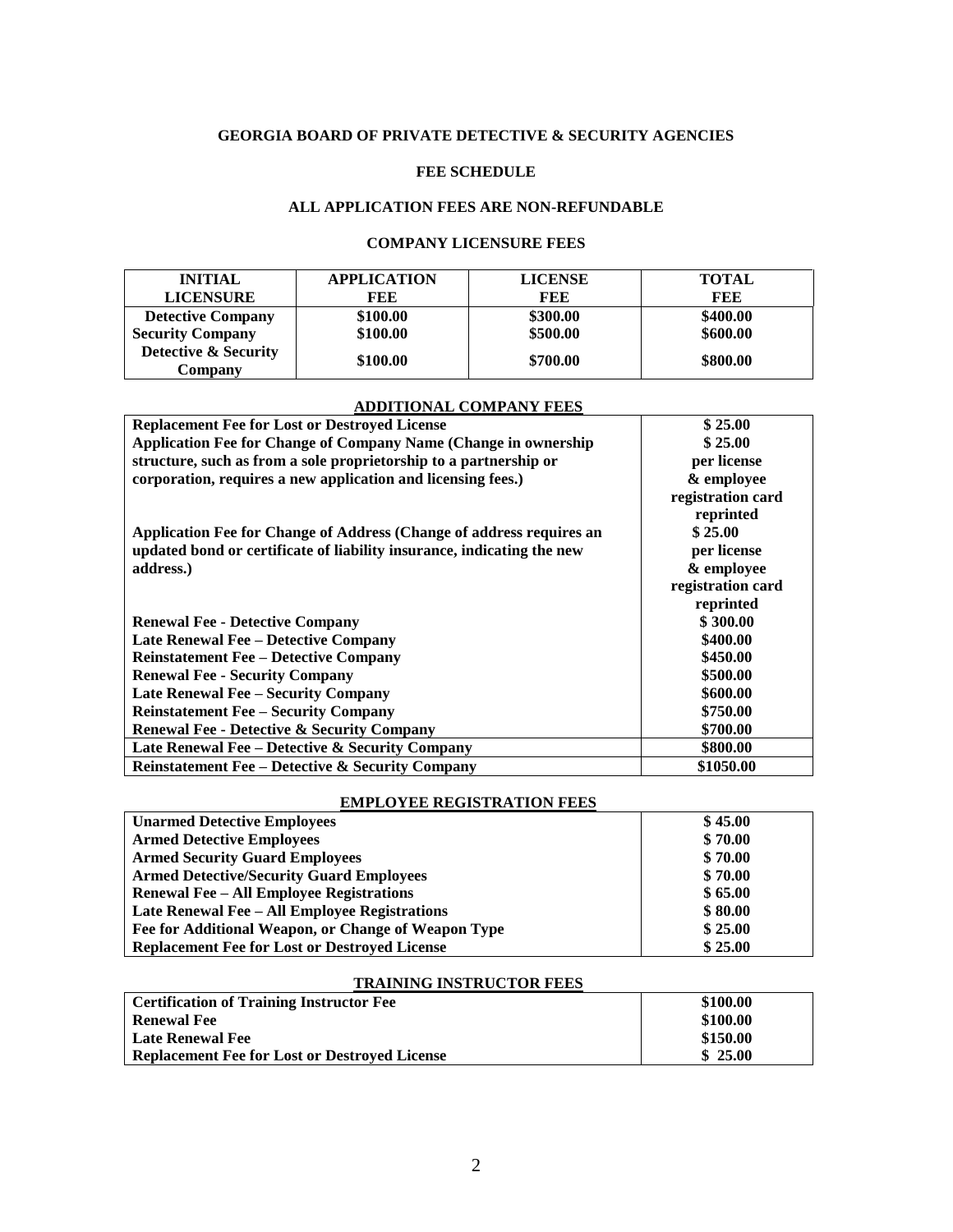**GEORGIA BOARD OF PRIVATE DETECTIVE & SECURITY AGENCIES**

**FEE SCHEDULE**

**ALL APPLICATION FEES ARE NON-REFUNDABLE**

**COMPANY LICENSURE FEES**

| INITIAL LICENSURE | APPLICATION FEE | LICENSE FEE | TOTAL FEE |
|---|---|---|---|
| Detective Company | $100.00 | $300.00 | $400.00 |
| Security Company | $100.00 | $500.00 | $600.00 |
| Detective & Security Company | $100.00 | $700.00 | $800.00 |

**ADDITIONAL COMPANY FEES**

| | |
|---|---|
| Replacement Fee for Lost or Destroyed License | $ 25.00 |
| Application Fee for Change of Company Name (Change in ownership structure, such as from a sole proprietorship to a partnership or corporation, requires a new application and licensing fees.) | $ 25.00 per license & employee registration card reprinted |
| Application Fee for Change of Address (Change of address requires an updated bond or certificate of liability insurance, indicating the new address.) | $ 25.00 per license & employee registration card reprinted |
| Renewal Fee - Detective Company | $ 300.00 |
| Late Renewal Fee – Detective Company | $400.00 |
| Reinstatement Fee – Detective Company | $450.00 |
| Renewal Fee - Security Company | $500.00 |
| Late Renewal Fee – Security Company | $600.00 |
| Reinstatement Fee – Security Company | $750.00 |
| Renewal Fee - Detective & Security Company | $700.00 |
| Late Renewal Fee – Detective & Security Company | $800.00 |
| Reinstatement Fee – Detective & Security Company | $1050.00 |

**EMPLOYEE REGISTRATION FEES**

| | |
|---|---|
| Unarmed Detective Employees | $ 45.00 |
| Armed Detective Employees | $ 70.00 |
| Armed Security Guard Employees | $ 70.00 |
| Armed Detective/Security Guard Employees | $ 70.00 |
| Renewal Fee – All Employee Registrations | $ 65.00 |
| Late Renewal Fee – All Employee Registrations | $ 80.00 |
| Fee for Additional Weapon, or Change of Weapon Type | $ 25.00 |
| Replacement Fee for Lost or Destroyed License | $ 25.00 |

**TRAINING INSTRUCTOR FEES**

| | |
|---|---|
| Certification of Training Instructor Fee | $100.00 |
| Renewal Fee | $100.00 |
| Late Renewal Fee | $150.00 |
| Replacement Fee for Lost or Destroyed License | $ 25.00 |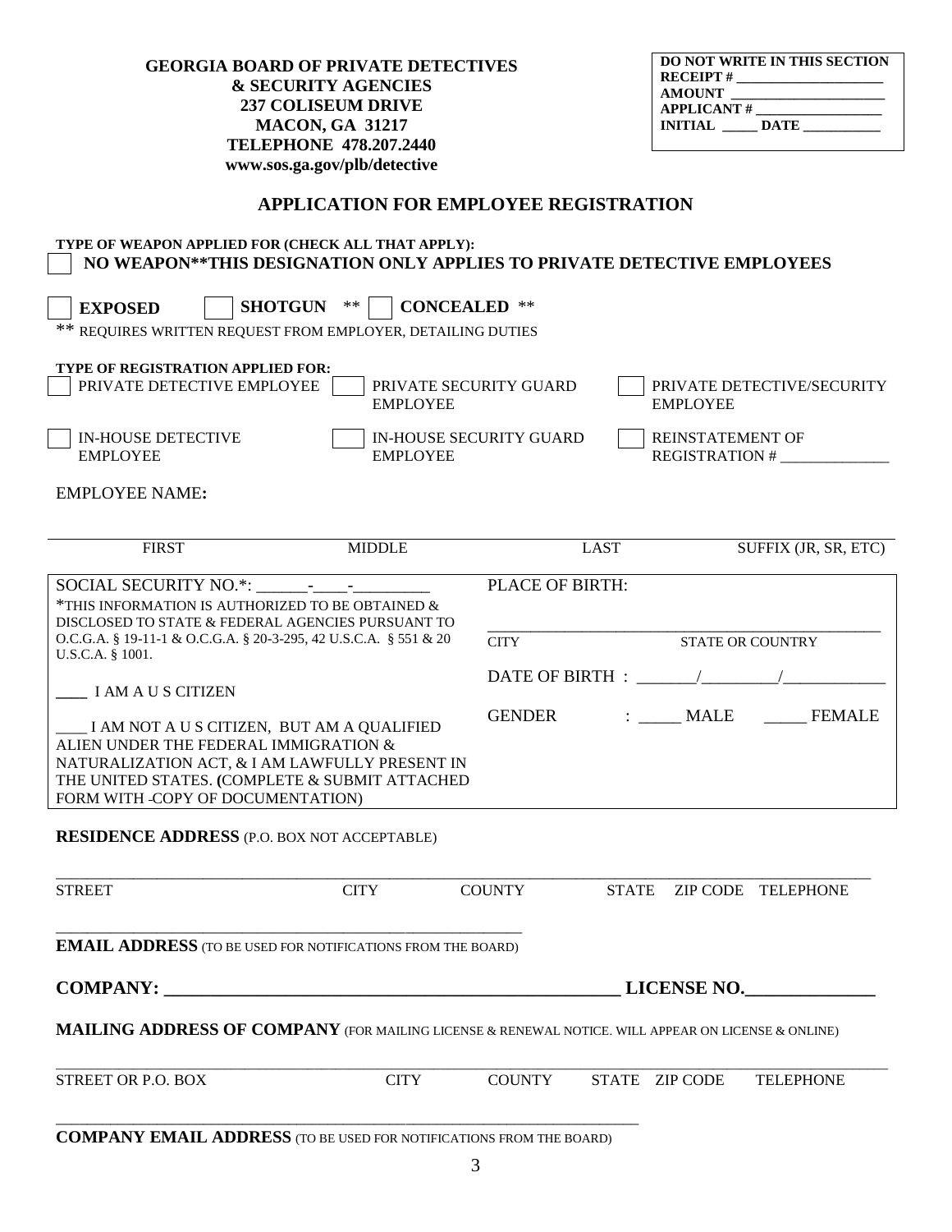**GEORGIA BOARD OF PRIVATE DETECTIVES**
**& SECURITY AGENCIES**
**237 COLISEUM DRIVE**
**MACON, GA 31217**
**TELEPHONE 478.207.2440**
**www.sos.ga.gov/plb/detective**

| DO NOT WRITE IN THIS SECTION |
|---|
| RECEIPT # ____________________ |
| AMOUNT ______________________ |
| APPLICANT # _________________ |
| INITIAL _____ DATE ___________ |

## APPLICATION FOR EMPLOYEE REGISTRATION

**TYPE OF WEAPON APPLIED FOR (CHECK ALL THAT APPLY):**

☐ **NO WEAPON**THIS DESIGNATION ONLY APPLIES TO PRIVATE DETECTIVE EMPLOYEES**

☐ **EXPOSED** ☐ **SHOTGUN** ** ☐ **CONCEALED** **

** REQUIRES WRITTEN REQUEST FROM EMPLOYER, DETAILING DUTIES

**TYPE OF REGISTRATION APPLIED FOR:**

☐ PRIVATE DETECTIVE EMPLOYEE ☐ PRIVATE SECURITY GUARD EMPLOYEE ☐ PRIVATE DETECTIVE/SECURITY EMPLOYEE

☐ IN-HOUSE DETECTIVE EMPLOYEE ☐ IN-HOUSE SECURITY GUARD EMPLOYEE ☐ REINSTATEMENT OF REGISTRATION # ______________

EMPLOYEE NAME**:**

______________________________________________________________________________

FIRST MIDDLE LAST SUFFIX (JR, SR, ETC)

| | |
|---|---|
| SOCIAL SECURITY NO.*: ______-____-_________<br>*THIS INFORMATION IS AUTHORIZED TO BE OBTAINED & DISCLOSED TO STATE & FEDERAL AGENCIES PURSUANT TO O.C.G.A. § 19-11-1 & O.C.G.A. § 20-3-295, 42 U.S.C.A. § 551 & 20 U.S.C.A. § 1001. | PLACE OF BIRTH:<br>_______________________________________<br>CITY STATE OR COUNTRY |
| ____ I AM A U S CITIZEN | DATE OF BIRTH : _______/_________/____________ |
| ____ I AM NOT A U S CITIZEN, BUT AM A QUALIFIED ALIEN UNDER THE FEDERAL IMMIGRATION & NATURALIZATION ACT, & I AM LAWFULLY PRESENT IN THE UNITED STATES. (COMPLETE & SUBMIT ATTACHED FORM WITH COPY OF DOCUMENTATION) | GENDER : _____ MALE _____ FEMALE |

**RESIDENCE ADDRESS** (P.O. BOX NOT ACCEPTABLE)

______________________________________________________________________________

STREET CITY COUNTY STATE ZIP CODE TELEPHONE

_______________________________________________________

**EMAIL ADDRESS** (TO BE USED FOR NOTIFICATIONS FROM THE BOARD)

**COMPANY: _______________________________________________ LICENSE NO.______________**

**MAILING ADDRESS OF COMPANY** (FOR MAILING LICENSE & RENEWAL NOTICE. WILL APPEAR ON LICENSE & ONLINE)

______________________________________________________________________________

STREET OR P.O. BOX CITY COUNTY STATE ZIP CODE TELEPHONE

______________________________________________________________________

**COMPANY EMAIL ADDRESS** (TO BE USED FOR NOTIFICATIONS FROM THE BOARD)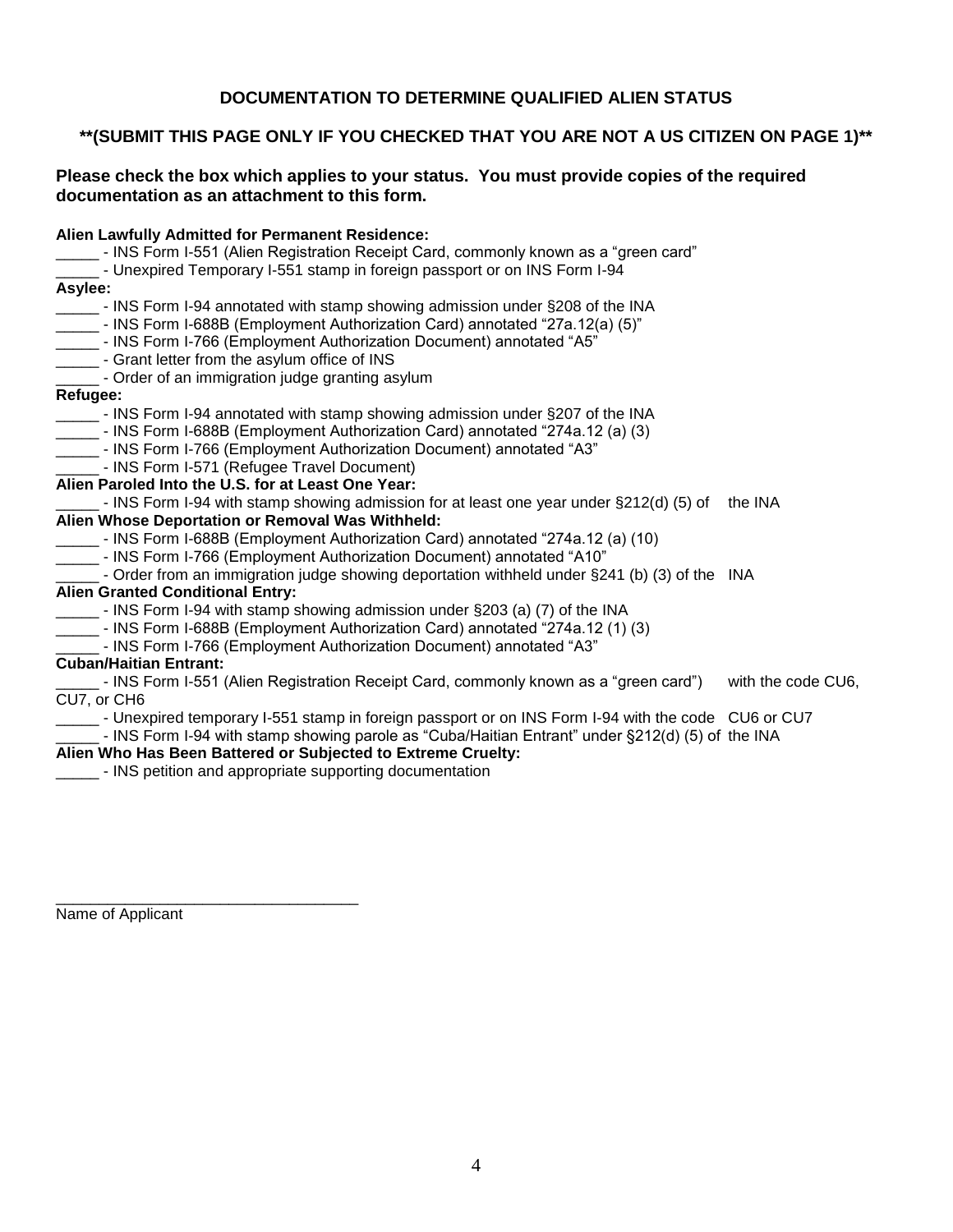## DOCUMENTATION TO DETERMINE QUALIFIED ALIEN STATUS

### **(SUBMIT THIS PAGE ONLY IF YOU CHECKED THAT YOU ARE NOT A US CITIZEN ON PAGE 1)**

**Please check the box which applies to your status. You must provide copies of the required documentation as an attachment to this form.**

**Alien Lawfully Admitted for Permanent Residence:**

_____ - INS Form I-551 (Alien Registration Receipt Card, commonly known as a "green card"

_____ - Unexpired Temporary I-551 stamp in foreign passport or on INS Form I-94

**Asylee:**

_____ - INS Form I-94 annotated with stamp showing admission under §208 of the INA

_____ - INS Form I-688B (Employment Authorization Card) annotated "27a.12(a) (5)"

_____ - INS Form I-766 (Employment Authorization Document) annotated "A5"

_____ - Grant letter from the asylum office of INS

_____ - Order of an immigration judge granting asylum

**Refugee:**

_____ - INS Form I-94 annotated with stamp showing admission under §207 of the INA

_____ - INS Form I-688B (Employment Authorization Card) annotated "274a.12 (a) (3)

_____ - INS Form I-766 (Employment Authorization Document) annotated "A3"

_____ - INS Form I-571 (Refugee Travel Document)

**Alien Paroled Into the U.S. for at Least One Year:**

_____ - INS Form I-94 with stamp showing admission for at least one year under §212(d) (5) of the INA

**Alien Whose Deportation or Removal Was Withheld:**

_____ - INS Form I-688B (Employment Authorization Card) annotated "274a.12 (a) (10)

_____ - INS Form I-766 (Employment Authorization Document) annotated "A10"

_____ - Order from an immigration judge showing deportation withheld under §241 (b) (3) of the INA

**Alien Granted Conditional Entry:**

_____ - INS Form I-94 with stamp showing admission under §203 (a) (7) of the INA

_____ - INS Form I-688B (Employment Authorization Card) annotated "274a.12 (1) (3)

_____ - INS Form I-766 (Employment Authorization Document) annotated "A3"

**Cuban/Haitian Entrant:**

_____ - INS Form I-551 (Alien Registration Receipt Card, commonly known as a "green card") with the code CU6, CU7, or CH6

_____ - Unexpired temporary I-551 stamp in foreign passport or on INS Form I-94 with the code CU6 or CU7

_____ - INS Form I-94 with stamp showing parole as "Cuba/Haitian Entrant" under §212(d) (5) of the INA

**Alien Who Has Been Battered or Subjected to Extreme Cruelty:**

_____ - INS petition and appropriate supporting documentation

___________________________________

Name of Applicant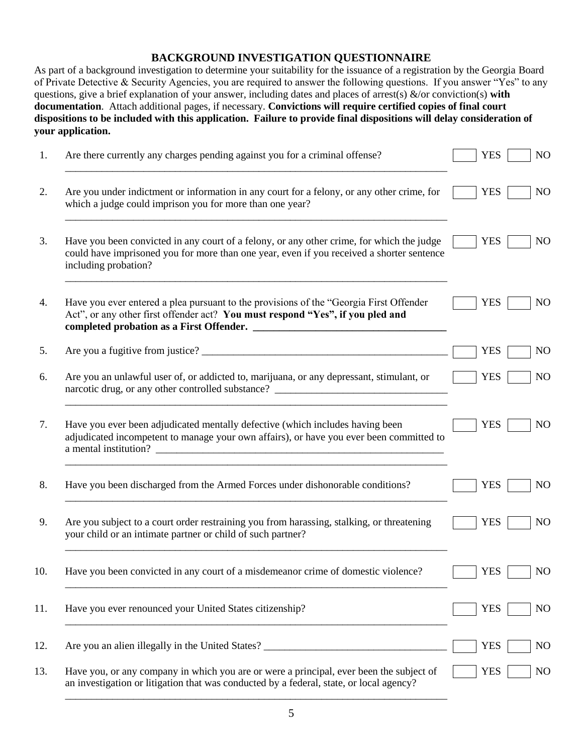## BACKGROUND INVESTIGATION QUESTIONNAIRE

As part of a background investigation to determine your suitability for the issuance of a registration by the Georgia Board of Private Detective & Security Agencies, you are required to answer the following questions. If you answer "Yes" to any questions, give a brief explanation of your answer, including dates and places of arrest(s) &/or conviction(s) **with documentation**. Attach additional pages, if necessary. **Convictions will require certified copies of final court dispositions to be included with this application. Failure to provide final dispositions will delay consideration of your application.**

1. Are there currently any charges pending against you for a criminal offense? ☐ YES ☐ NO
   ____________________________________________________________

2. Are you under indictment or information in any court for a felony, or any other crime, for which a judge could imprison you for more than one year? ☐ YES ☐ NO
   ____________________________________________________________

3. Have you been convicted in any court of a felony, or any other crime, for which the judge could have imprisoned you for more than one year, even if you received a shorter sentence including probation? ☐ YES ☐ NO
   ____________________________________________________________

4. Have you ever entered a plea pursuant to the provisions of the "Georgia First Offender Act", or any other first offender act? **You must respond "Yes", if you pled and completed probation as a First Offender.** ____________________ ☐ YES ☐ NO

5. Are you a fugitive from justice? ____________________ ☐ YES ☐ NO

6. Are you an unlawful user of, or addicted to, marijuana, or any depressant, stimulant, or narcotic drug, or any other controlled substance? ____________________ ☐ YES ☐ NO
   ____________________________________________________________

7. Have you ever been adjudicated mentally defective (which includes having been adjudicated incompetent to manage your own affairs), or have you ever been committed to a mental institution? ____________________ ☐ YES ☐ NO
   ____________________________________________________________

8. Have you been discharged from the Armed Forces under dishonorable conditions? ☐ YES ☐ NO
   ____________________________________________________________

9. Are you subject to a court order restraining you from harassing, stalking, or threatening your child or an intimate partner or child of such partner? ☐ YES ☐ NO
   ____________________________________________________________

10. Have you been convicted in any court of a misdemeanor crime of domestic violence? ☐ YES ☐ NO
    ____________________________________________________________

11. Have you ever renounced your United States citizenship? ☐ YES ☐ NO
    ____________________________________________________________

12. Are you an alien illegally in the United States? ____________________ ☐ YES ☐ NO

13. Have you, or any company in which you are or were a principal, ever been the subject of an investigation or litigation that was conducted by a federal, state, or local agency? ☐ YES ☐ NO
    ____________________________________________________________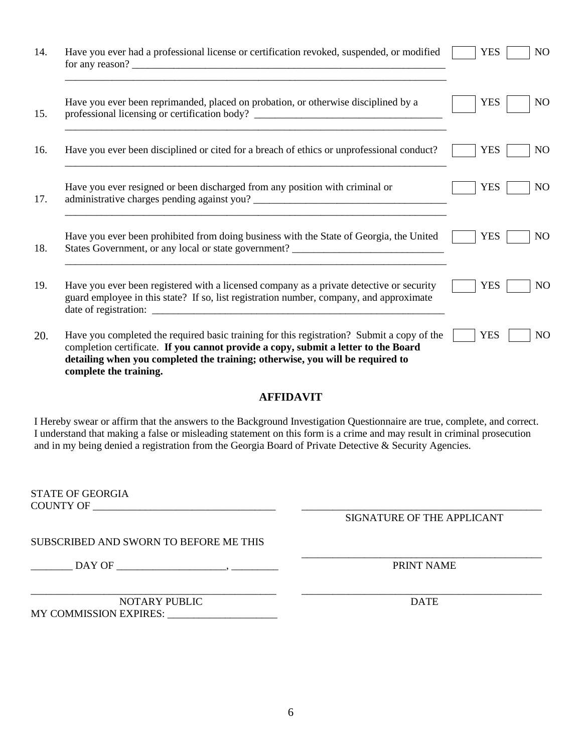14. Have you ever had a professional license or certification revoked, suspended, or modified for any reason? ______________________________________________________________ ☐ YES ☐ NO
_________________________________________________________________________

15. Have you ever been reprimanded, placed on probation, or otherwise disciplined by a professional licensing or certification body? ___________________________________ ☐ YES ☐ NO
_________________________________________________________________________

16. Have you ever been disciplined or cited for a breach of ethics or unprofessional conduct? ☐ YES ☐ NO
_________________________________________________________________________

17. Have you ever resigned or been discharged from any position with criminal or administrative charges pending against you? ____________________________________ ☐ YES ☐ NO
_________________________________________________________________________

18. Have you ever been prohibited from doing business with the State of Georgia, the United States Government, or any local or state government? _____________________________ ☐ YES ☐ NO
_________________________________________________________________________

19. Have you ever been registered with a licensed company as a private detective or security guard employee in this state? If so, list registration number, company, and approximate date of registration: ________________________________________________________ ☐ YES ☐ NO

20. Have you completed the required basic training for this registration? Submit a copy of the completion certificate. **If you cannot provide a copy, submit a letter to the Board detailing when you completed the training; otherwise, you will be required to complete the training.** ☐ YES ☐ NO

## AFFIDAVIT

I Hereby swear or affirm that the answers to the Background Investigation Questionnaire are true, complete, and correct. I understand that making a false or misleading statement on this form is a crime and may result in criminal prosecution and in my being denied a registration from the Georgia Board of Private Detective & Security Agencies.

STATE OF GEORGIA
COUNTY OF ___________________________________

_______________________________________________
SIGNATURE OF THE APPLICANT

SUBSCRIBED AND SWORN TO BEFORE ME THIS

________ DAY OF _____________________, _________

_______________________________________________
PRINT NAME

_______________________________________________
NOTARY PUBLIC
MY COMMISSION EXPIRES: _____________________

_______________________________________________
DATE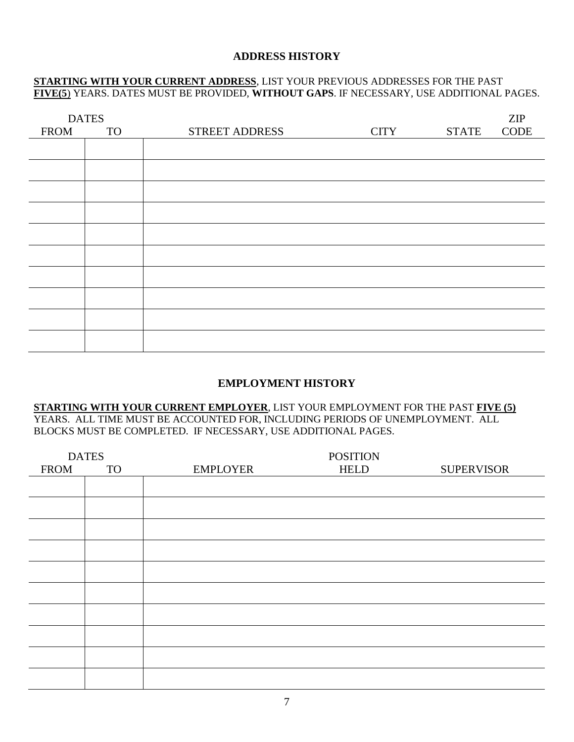## ADDRESS HISTORY

**STARTING WITH YOUR CURRENT ADDRESS**, LIST YOUR PREVIOUS ADDRESSES FOR THE PAST **FIVE(5**) YEARS. DATES MUST BE PROVIDED, **WITHOUT GAPS**. IF NECESSARY, USE ADDITIONAL PAGES.

| DATES | | | | | ZIP |
|---|---|---|---|---|---|
| FROM | TO | STREET ADDRESS | CITY | STATE | CODE |
| | | | | | |
| | | | | | |
| | | | | | |
| | | | | | |
| | | | | | |
| | | | | | |
| | | | | | |
| | | | | | |
| | | | | | |
| | | | | | |

## EMPLOYMENT HISTORY

**STARTING WITH YOUR CURRENT EMPLOYER**, LIST YOUR EMPLOYMENT FOR THE PAST **FIVE (5)** YEARS. ALL TIME MUST BE ACCOUNTED FOR, INCLUDING PERIODS OF UNEMPLOYMENT. ALL BLOCKS MUST BE COMPLETED. IF NECESSARY, USE ADDITIONAL PAGES.

| DATES | | | POSITION | |
|---|---|---|---|---|
| FROM | TO | EMPLOYER | HELD | SUPERVISOR |
| | | | | |
| | | | | |
| | | | | |
| | | | | |
| | | | | |
| | | | | |
| | | | | |
| | | | | |
| | | | | |
| | | | | |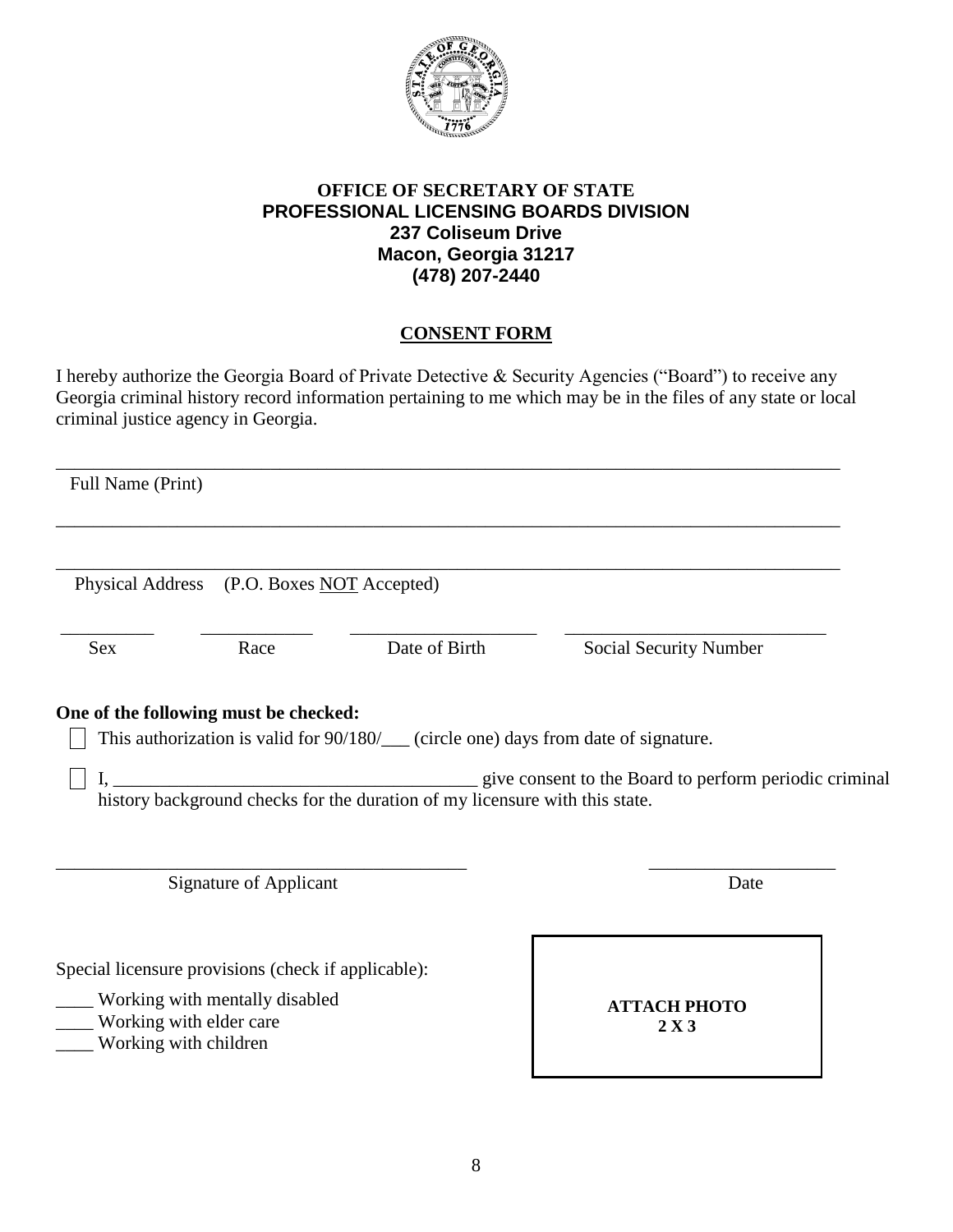**OFFICE OF SECRETARY OF STATE**
**PROFESSIONAL LICENSING BOARDS DIVISION**
**237 Coliseum Drive**
**Macon, Georgia 31217**
**(478) 207-2440**

**CONSENT FORM**

I hereby authorize the Georgia Board of Private Detective & Security Agencies ("Board") to receive any Georgia criminal history record information pertaining to me which may be in the files of any state or local criminal justice agency in Georgia.

\_\_\_\_\_\_\_\_\_\_\_\_\_\_\_\_\_\_\_\_\_\_\_\_\_\_\_\_\_\_\_\_\_\_\_\_\_\_\_\_\_\_\_\_\_\_\_\_\_\_\_\_\_\_\_\_\_\_\_\_\_\_\_\_\_\_\_\_\_\_\_\_\_\_
Full Name (Print)

\_\_\_\_\_\_\_\_\_\_\_\_\_\_\_\_\_\_\_\_\_\_\_\_\_\_\_\_\_\_\_\_\_\_\_\_\_\_\_\_\_\_\_\_\_\_\_\_\_\_\_\_\_\_\_\_\_\_\_\_\_\_\_\_\_\_\_\_\_\_\_\_\_\_

\_\_\_\_\_\_\_\_\_\_\_\_\_\_\_\_\_\_\_\_\_\_\_\_\_\_\_\_\_\_\_\_\_\_\_\_\_\_\_\_\_\_\_\_\_\_\_\_\_\_\_\_\_\_\_\_\_\_\_\_\_\_\_\_\_\_\_\_\_\_\_\_\_\_
Physical Address (P.O. Boxes NOT Accepted)

\_\_\_\_\_\_\_\_\_\_ \_\_\_\_\_\_\_\_\_\_\_\_ \_\_\_\_\_\_\_\_\_\_\_\_\_\_\_\_\_\_ \_\_\_\_\_\_\_\_\_\_\_\_\_\_\_\_\_\_\_\_\_\_\_\_\_\_
Sex Race Date of Birth Social Security Number

**One of the following must be checked:**

- [ ] This authorization is valid for 90/180/\_\_\_ (circle one) days from date of signature.
- [ ] I, \_\_\_\_\_\_\_\_\_\_\_\_\_\_\_\_\_\_\_\_\_\_\_\_\_\_\_\_\_\_\_\_\_\_\_\_\_\_\_ give consent to the Board to perform periodic criminal history background checks for the duration of my licensure with this state.

\_\_\_\_\_\_\_\_\_\_\_\_\_\_\_\_\_\_\_\_\_\_\_\_\_\_\_\_\_\_\_\_\_\_\_\_\_\_\_\_\_\_\_\_ \_\_\_\_\_\_\_\_\_\_\_\_\_\_\_\_\_\_\_\_
Signature of Applicant Date

Special licensure provisions (check if applicable):

\_\_\_\_ Working with mentally disabled
\_\_\_\_ Working with elder care
\_\_\_\_ Working with children

**ATTACH PHOTO**
**2 X 3**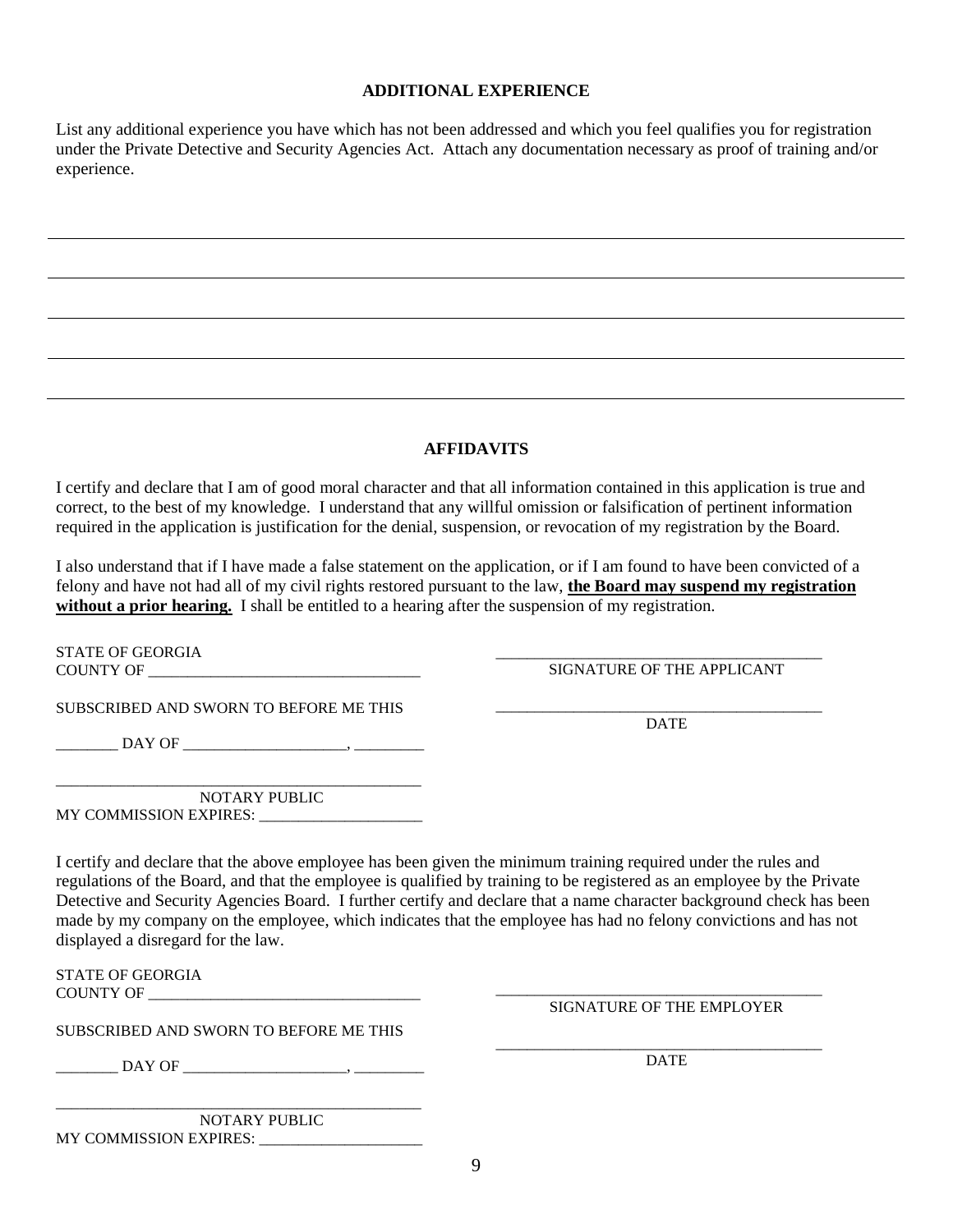## ADDITIONAL EXPERIENCE

List any additional experience you have which has not been addressed and which you feel qualifies you for registration under the Private Detective and Security Agencies Act. Attach any documentation necessary as proof of training and/or experience.

______________________________________________________________________________

______________________________________________________________________________

______________________________________________________________________________

______________________________________________________________________________

______________________________________________________________________________

## AFFIDAVITS

I certify and declare that I am of good moral character and that all information contained in this application is true and correct, to the best of my knowledge. I understand that any willful omission or falsification of pertinent information required in the application is justification for the denial, suspension, or revocation of my registration by the Board.

I also understand that if I have made a false statement on the application, or if I am found to have been convicted of a felony and have not had all of my civil rights restored pursuant to the law, **the Board may suspend my registration without a prior hearing.** I shall be entitled to a hearing after the suspension of my registration.

STATE OF GEORGIA
COUNTY OF ___________________________________

SUBSCRIBED AND SWORN TO BEFORE ME THIS

________ DAY OF _____________________, _________

_____________________________________________
NOTARY PUBLIC
MY COMMISSION EXPIRES: _____________________

_____________________________________________
SIGNATURE OF THE APPLICANT

_____________________________________________
DATE

I certify and declare that the above employee has been given the minimum training required under the rules and regulations of the Board, and that the employee is qualified by training to be registered as an employee by the Private Detective and Security Agencies Board. I further certify and declare that a name character background check has been made by my company on the employee, which indicates that the employee has had no felony convictions and has not displayed a disregard for the law.

STATE OF GEORGIA
COUNTY OF ___________________________________

SUBSCRIBED AND SWORN TO BEFORE ME THIS

________ DAY OF _____________________, _________

_____________________________________________
NOTARY PUBLIC
MY COMMISSION EXPIRES: _____________________

_____________________________________________
SIGNATURE OF THE EMPLOYER

_____________________________________________
DATE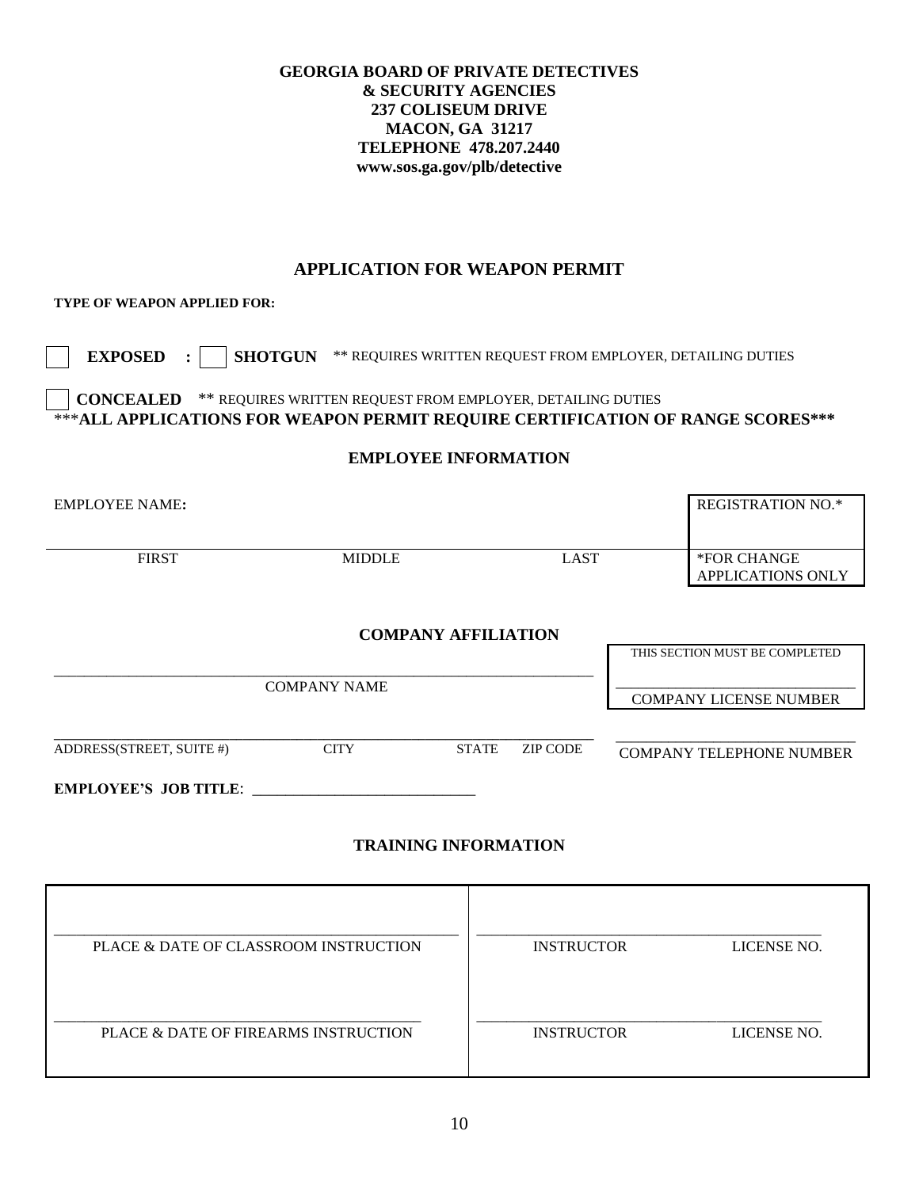**GEORGIA BOARD OF PRIVATE DETECTIVES**
**& SECURITY AGENCIES**
**237 COLISEUM DRIVE**
**MACON, GA 31217**
**TELEPHONE 478.207.2440**
**www.sos.ga.gov/plb/detective**

## APPLICATION FOR WEAPON PERMIT

**TYPE OF WEAPON APPLIED FOR:**

☐ **EXPOSED :** ☐ **SHOTGUN** ** REQUIRES WRITTEN REQUEST FROM EMPLOYER, DETAILING DUTIES

☐ **CONCEALED** ** REQUIRES WRITTEN REQUEST FROM EMPLOYER, DETAILING DUTIES

***__ALL APPLICATIONS FOR WEAPON PERMIT REQUIRE CERTIFICATION OF RANGE SCORES__***

### EMPLOYEE INFORMATION

EMPLOYEE NAME**:**

| FIRST | MIDDLE | LAST | REGISTRATION NO.* |
|---|---|---|---|
| | | | *FOR CHANGE APPLICATIONS ONLY |

### COMPANY AFFILIATION

THIS SECTION MUST BE COMPLETED

_______________________________________ COMPANY NAME

_______________________________________ COMPANY LICENSE NUMBER

| ADDRESS(STREET, SUITE #) | CITY | STATE | ZIP CODE | COMPANY TELEPHONE NUMBER |
|---|---|---|---|---|
| | | | | |

**EMPLOYEE'S JOB TITLE**: _____________________________

### TRAINING INFORMATION

| PLACE & DATE OF CLASSROOM INSTRUCTION | INSTRUCTOR | LICENSE NO. |
|---|---|---|
| | | |

| PLACE & DATE OF FIREARMS INSTRUCTION | INSTRUCTOR | LICENSE NO. |
|---|---|---|
| | | |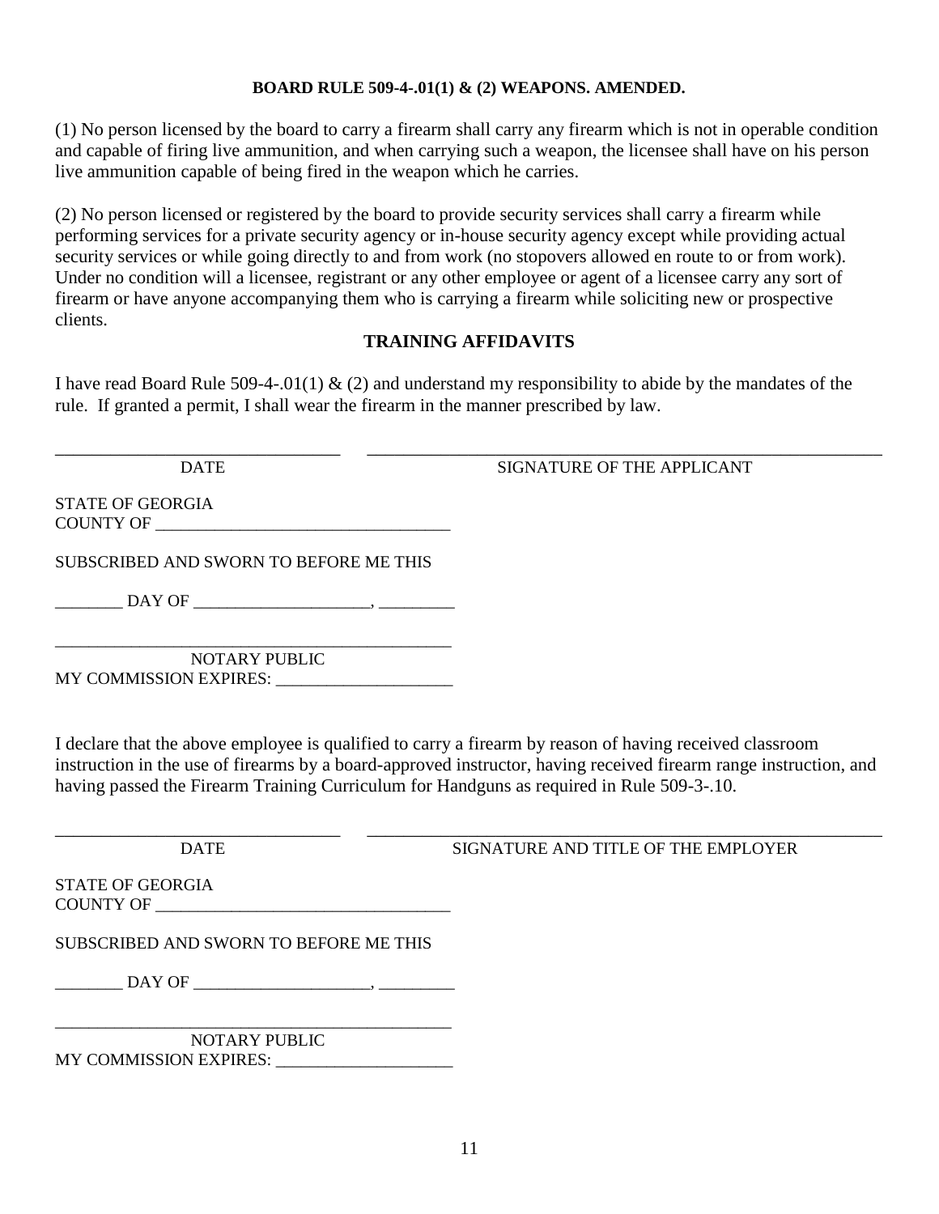**BOARD RULE 509-4-.01(1) & (2) WEAPONS. AMENDED.**

(1) No person licensed by the board to carry a firearm shall carry any firearm which is not in operable condition and capable of firing live ammunition, and when carrying such a weapon, the licensee shall have on his person live ammunition capable of being fired in the weapon which he carries.

(2) No person licensed or registered by the board to provide security services shall carry a firearm while performing services for a private security agency or in-house security agency except while providing actual security services or while going directly to and from work (no stopovers allowed en route to or from work). Under no condition will a licensee, registrant or any other employee or agent of a licensee carry any sort of firearm or have anyone accompanying them who is carrying a firearm while soliciting new or prospective clients.

## TRAINING AFFIDAVITS

I have read Board Rule 509-4-.01(1) & (2) and understand my responsibility to abide by the mandates of the rule. If granted a permit, I shall wear the firearm in the manner prescribed by law.

_________________________________ ____________________________________________________________

DATE SIGNATURE OF THE APPLICANT

STATE OF GEORGIA
COUNTY OF __________________________________

SUBSCRIBED AND SWORN TO BEFORE ME THIS

________ DAY OF ____________________, _________

_____________________________________________
NOTARY PUBLIC
MY COMMISSION EXPIRES: ____________________

I declare that the above employee is qualified to carry a firearm by reason of having received classroom instruction in the use of firearms by a board-approved instructor, having received firearm range instruction, and having passed the Firearm Training Curriculum for Handguns as required in Rule 509-3-.10.

_________________________________ ____________________________________________________________

DATE SIGNATURE AND TITLE OF THE EMPLOYER

STATE OF GEORGIA
COUNTY OF __________________________________

SUBSCRIBED AND SWORN TO BEFORE ME THIS

________ DAY OF ____________________, _________

_____________________________________________
NOTARY PUBLIC
MY COMMISSION EXPIRES: ____________________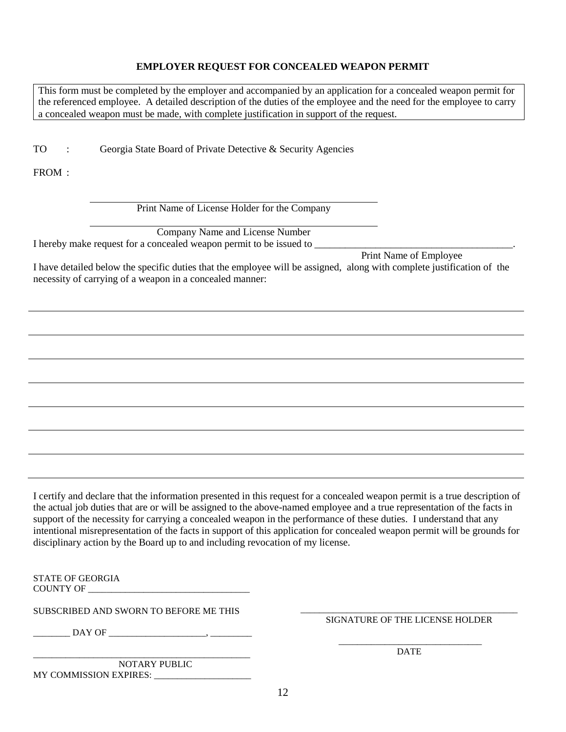## EMPLOYER REQUEST FOR CONCEALED WEAPON PERMIT

> This form must be completed by the employer and accompanied by an application for a concealed weapon permit for the referenced employee. A detailed description of the duties of the employee and the need for the employee to carry a concealed weapon must be made, with complete justification in support of the request.

TO : Georgia State Board of Private Detective & Security Agencies

FROM :

\_\_\_\_\_\_\_\_\_\_\_\_\_\_\_\_\_\_\_\_\_\_\_\_\_\_\_\_\_\_\_\_\_\_\_\_\_\_\_\_\_\_\_\_\_\_
Print Name of License Holder for the Company

\_\_\_\_\_\_\_\_\_\_\_\_\_\_\_\_\_\_\_\_\_\_\_\_\_\_\_\_\_\_\_\_\_\_\_\_\_\_\_\_\_\_\_\_\_\_
Company Name and License Number

I hereby make request for a concealed weapon permit to be issued to \_\_\_\_\_\_\_\_\_\_\_\_\_\_\_\_\_\_\_\_\_\_\_\_\_\_\_\_\_\_\_\_\_\_\_\_\_\_\_\_.
Print Name of Employee

I have detailed below the specific duties that the employee will be assigned, along with complete justification of the necessity of carrying of a weapon in a concealed manner:

\_\_\_\_\_\_\_\_\_\_\_\_\_\_\_\_\_\_\_\_\_\_\_\_\_\_\_\_\_\_\_\_\_\_\_\_\_\_\_\_\_\_\_\_\_\_\_\_\_\_\_\_\_\_\_\_\_\_\_\_\_\_\_\_\_\_\_\_\_\_\_\_\_\_\_\_\_\_

\_\_\_\_\_\_\_\_\_\_\_\_\_\_\_\_\_\_\_\_\_\_\_\_\_\_\_\_\_\_\_\_\_\_\_\_\_\_\_\_\_\_\_\_\_\_\_\_\_\_\_\_\_\_\_\_\_\_\_\_\_\_\_\_\_\_\_\_\_\_\_\_\_\_\_\_\_\_

\_\_\_\_\_\_\_\_\_\_\_\_\_\_\_\_\_\_\_\_\_\_\_\_\_\_\_\_\_\_\_\_\_\_\_\_\_\_\_\_\_\_\_\_\_\_\_\_\_\_\_\_\_\_\_\_\_\_\_\_\_\_\_\_\_\_\_\_\_\_\_\_\_\_\_\_\_\_

\_\_\_\_\_\_\_\_\_\_\_\_\_\_\_\_\_\_\_\_\_\_\_\_\_\_\_\_\_\_\_\_\_\_\_\_\_\_\_\_\_\_\_\_\_\_\_\_\_\_\_\_\_\_\_\_\_\_\_\_\_\_\_\_\_\_\_\_\_\_\_\_\_\_\_\_\_\_

\_\_\_\_\_\_\_\_\_\_\_\_\_\_\_\_\_\_\_\_\_\_\_\_\_\_\_\_\_\_\_\_\_\_\_\_\_\_\_\_\_\_\_\_\_\_\_\_\_\_\_\_\_\_\_\_\_\_\_\_\_\_\_\_\_\_\_\_\_\_\_\_\_\_\_\_\_\_

\_\_\_\_\_\_\_\_\_\_\_\_\_\_\_\_\_\_\_\_\_\_\_\_\_\_\_\_\_\_\_\_\_\_\_\_\_\_\_\_\_\_\_\_\_\_\_\_\_\_\_\_\_\_\_\_\_\_\_\_\_\_\_\_\_\_\_\_\_\_\_\_\_\_\_\_\_\_

\_\_\_\_\_\_\_\_\_\_\_\_\_\_\_\_\_\_\_\_\_\_\_\_\_\_\_\_\_\_\_\_\_\_\_\_\_\_\_\_\_\_\_\_\_\_\_\_\_\_\_\_\_\_\_\_\_\_\_\_\_\_\_\_\_\_\_\_\_\_\_\_\_\_\_\_\_\_

\_\_\_\_\_\_\_\_\_\_\_\_\_\_\_\_\_\_\_\_\_\_\_\_\_\_\_\_\_\_\_\_\_\_\_\_\_\_\_\_\_\_\_\_\_\_\_\_\_\_\_\_\_\_\_\_\_\_\_\_\_\_\_\_\_\_\_\_\_\_\_\_\_\_\_\_\_\_

I certify and declare that the information presented in this request for a concealed weapon permit is a true description of the actual job duties that are or will be assigned to the above-named employee and a true representation of the facts in support of the necessity for carrying a concealed weapon in the performance of these duties. I understand that any intentional misrepresentation of the facts in support of this application for concealed weapon permit will be grounds for disciplinary action by the Board up to and including revocation of my license.

STATE OF GEORGIA
COUNTY OF \_\_\_\_\_\_\_\_\_\_\_\_\_\_\_\_\_\_\_\_\_\_\_\_\_\_\_\_\_\_\_\_\_\_

SUBSCRIBED AND SWORN TO BEFORE ME THIS

\_\_\_\_\_\_\_\_ DAY OF \_\_\_\_\_\_\_\_\_\_\_\_\_\_\_\_\_\_\_\_\_, \_\_\_\_\_\_\_\_\_

\_\_\_\_\_\_\_\_\_\_\_\_\_\_\_\_\_\_\_\_\_\_\_\_\_\_\_\_\_\_\_\_\_\_\_\_\_\_\_\_\_\_\_\_\_\_\_
NOTARY PUBLIC
MY COMMISSION EXPIRES: \_\_\_\_\_\_\_\_\_\_\_\_\_\_\_\_\_\_\_\_\_

\_\_\_\_\_\_\_\_\_\_\_\_\_\_\_\_\_\_\_\_\_\_\_\_\_\_\_\_\_\_\_\_\_\_\_\_\_\_\_\_\_\_\_\_\_\_
SIGNATURE OF THE LICENSE HOLDER

\_\_\_\_\_\_\_\_\_\_\_\_\_\_\_\_\_\_\_\_\_\_\_\_\_\_\_\_\_\_\_
DATE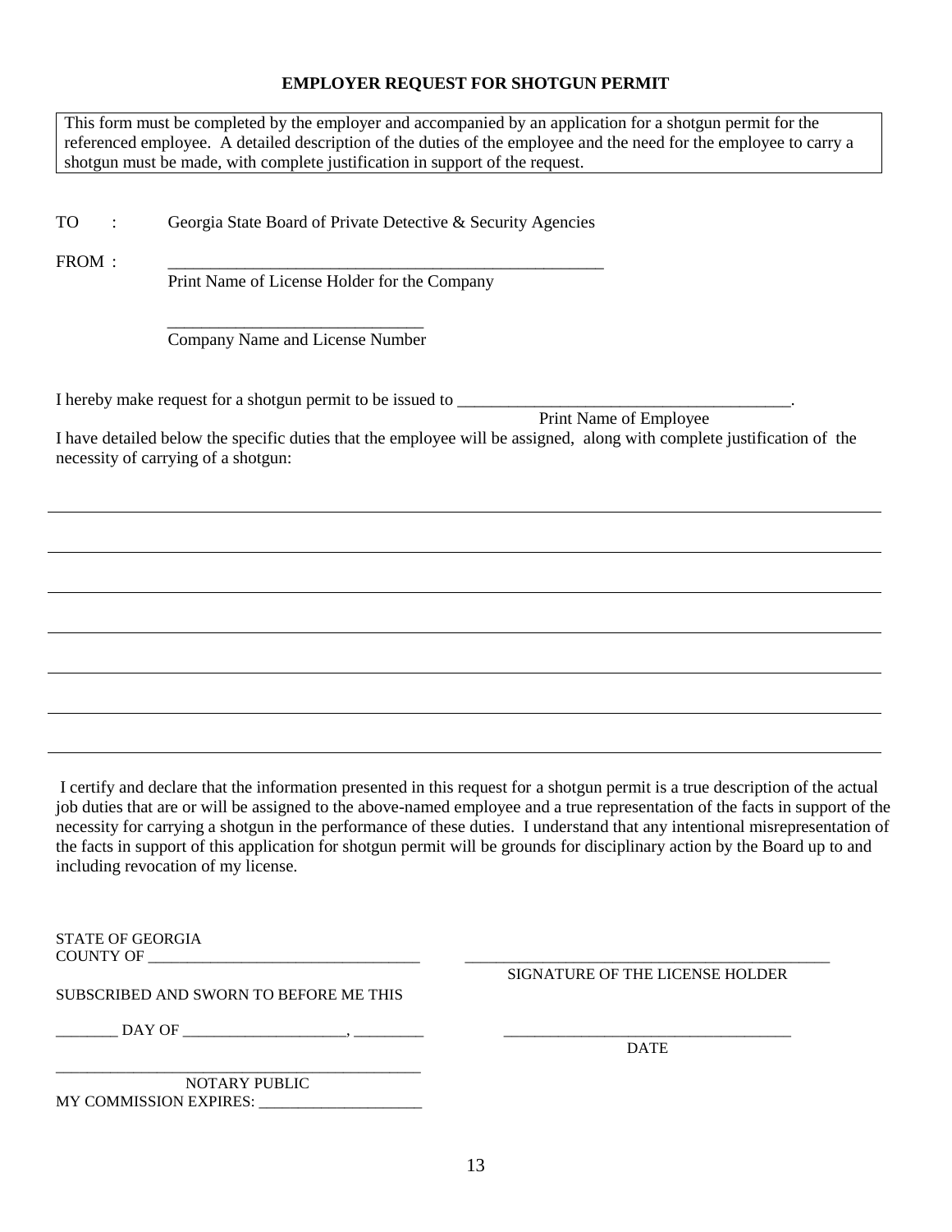# EMPLOYER REQUEST FOR SHOTGUN PERMIT

This form must be completed by the employer and accompanied by an application for a shotgun permit for the referenced employee. A detailed description of the duties of the employee and the need for the employee to carry a shotgun must be made, with complete justification in support of the request.

TO : Georgia State Board of Private Detective & Security Agencies

FROM : _____________________________________________________
Print Name of License Holder for the Company

_______________________________
Company Name and License Number

I hereby make request for a shotgun permit to be issued to _________________________________________.
Print Name of Employee

I have detailed below the specific duties that the employee will be assigned, along with complete justification of the necessity of carrying of a shotgun:

_____________________________________________________________________________________________

_____________________________________________________________________________________________

_____________________________________________________________________________________________

_____________________________________________________________________________________________

_____________________________________________________________________________________________

_____________________________________________________________________________________________

_____________________________________________________________________________________________

I certify and declare that the information presented in this request for a shotgun permit is a true description of the actual job duties that are or will be assigned to the above-named employee and a true representation of the facts in support of the necessity for carrying a shotgun in the performance of these duties. I understand that any intentional misrepresentation of the facts in support of this application for shotgun permit will be grounds for disciplinary action by the Board up to and including revocation of my license.

STATE OF GEORGIA
COUNTY OF ___________________________________

_______________________________________________
SIGNATURE OF THE LICENSE HOLDER

SUBSCRIBED AND SWORN TO BEFORE ME THIS

________ DAY OF _____________________, _________

_____________________________________
DATE

_______________________________________________
NOTARY PUBLIC
MY COMMISSION EXPIRES: ____________________